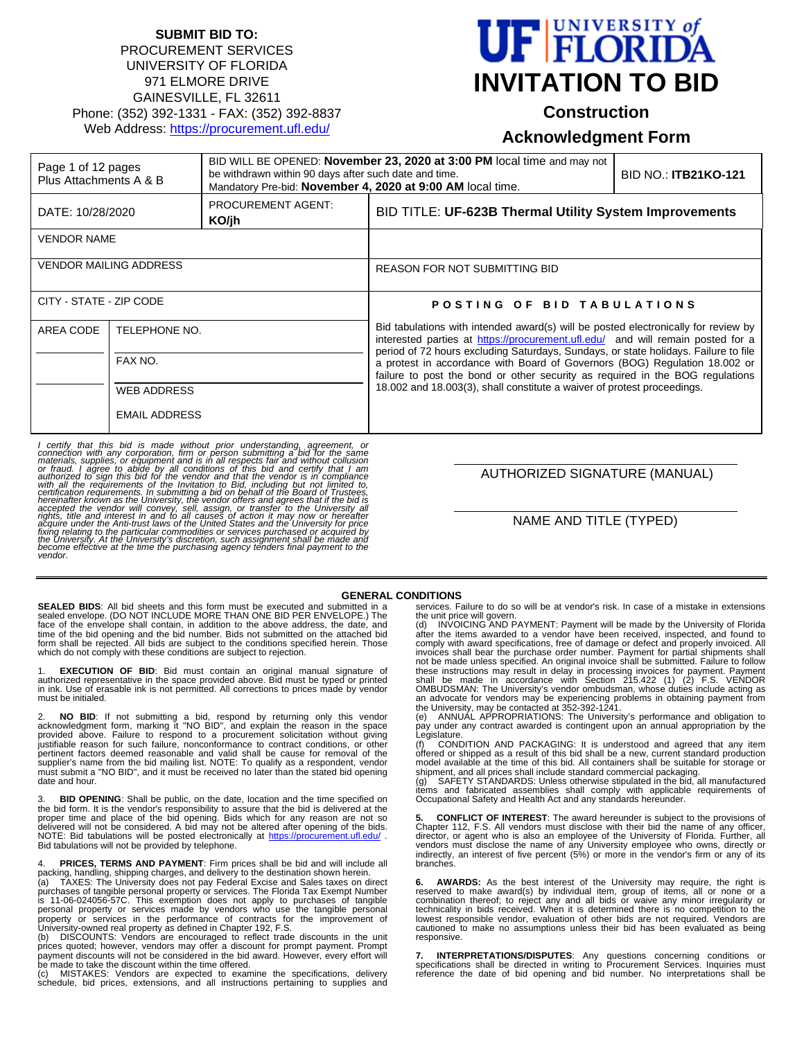**SUBMIT BID TO:**
PROCUREMENT SERVICES
UNIVERSITY OF FLORIDA
971 ELMORE DRIVE
GAINESVILLE, FL 32611
Phone: (352) 392-1331 - FAX: (352) 392-8837
Web Address: https://procurement.ufl.edu/

# UF | UNIVERSITY of FLORIDA

# INVITATION TO BID

## Construction

## Acknowledgment Form

| Page 1 of 12 pages Plus Attachments A & B | BID WILL BE OPENED: **November 23, 2020 at 3:00 PM** local time and may not be withdrawn within 90 days after such date and time. Mandatory Pre-bid: **November 4, 2020 at 9:00 AM** local time. | BID NO.: **ITB21KO-121** |
|---|---|---|
| DATE: 10/28/2020 | PROCUREMENT AGENT: **KO/jh** | BID TITLE: **UF-623B Thermal Utility System Improvements** |
| VENDOR NAME | | |
| VENDOR MAILING ADDRESS | | REASON FOR NOT SUBMITTING BID |
| CITY - STATE - ZIP CODE | | **POSTING OF BID TABULATIONS** |
| AREA CODE / TELEPHONE NO. / FAX NO. / WEB ADDRESS / EMAIL ADDRESS | | Bid tabulations with intended award(s) will be posted electronically for review by interested parties at https://procurement.ufl.edu/ and will remain posted for a period of 72 hours excluding Saturdays, Sundays, or state holidays. Failure to file a protest in accordance with Board of Governors (BOG) Regulation 18.002 or failure to post the bond or other security as required in the BOG regulations 18.002 and 18.003(3), shall constitute a waiver of protest proceedings. |

*I certify that this bid is made without prior understanding, agreement, or connection with any corporation, firm or person submitting a bid for the same materials, supplies, or equipment and is in all respects fair and without collusion or fraud. I agree to abide by all conditions of this bid and certify that I am authorized to sign this bid for the vendor and that the vendor is in compliance with all the requirements of the Invitation to Bid, including but not limited to, certification requirements. In submitting a bid on behalf of the Board of Trustees, hereinafter known as the University, the vendor offers and agrees that if the bid is accepted the vendor will convey, sell, assign, or transfer to the University all rights, title and interest in and to all causes of action it may now or hereafter acquire under the Anti-trust laws of the United States and the University for price fixing relating to the particular commodities or services purchased or acquired by the University. At the University's discretion, such assignment shall be made and become effective at the time the purchasing agency tenders final payment to the vendor.*

AUTHORIZED SIGNATURE (MANUAL)

NAME AND TITLE (TYPED)

## GENERAL CONDITIONS

**SEALED BIDS**: All bid sheets and this form must be executed and submitted in a sealed envelope. (DO NOT INCLUDE MORE THAN ONE BID PER ENVELOPE.) The face of the envelope shall contain, in addition to the above address, the date, and time of the bid opening and the bid number. Bids not submitted on the attached bid form shall be rejected. All bids are subject to the conditions specified herein. Those which do not comply with these conditions are subject to rejection.

1. **EXECUTION OF BID**: Bid must contain an original manual signature of authorized representative in the space provided above. Bid must be typed or printed in ink. Use of erasable ink is not permitted. All corrections to prices made by vendor must be initialed.

2. **NO BID**: If not submitting a bid, respond by returning only this vendor acknowledgment form, marking it "NO BID", and explain the reason in the space provided above. Failure to respond to a procurement solicitation without giving justifiable reason for such failure, nonconformance to contract conditions, or other pertinent factors deemed reasonable and valid shall be cause for removal of the supplier's name from the bid mailing list. NOTE: To qualify as a respondent, vendor must submit a "NO BID", and it must be received no later than the stated bid opening date and hour.

3. **BID OPENING**: Shall be public, on the date, location and the time specified on the bid form. It is the vendor's responsibility to assure that the bid is delivered at the proper time and place of the bid opening. Bids which for any reason are not so delivered will not be considered. A bid may not be altered after opening of the bids. NOTE: Bid tabulations will be posted electronically at https://procurement.ufl.edu/ . Bid tabulations will not be provided by telephone.

4. **PRICES, TERMS AND PAYMENT**: Firm prices shall be bid and will include all packing, handling, shipping charges, and delivery to the destination shown herein.
(a) TAXES: The University does not pay Federal Excise and Sales taxes on direct purchases of tangible personal property or services. The Florida Tax Exempt Number is 11-06-024056-57C. This exemption does not apply to purchases of tangible personal property or services made by vendors who use the tangible personal property or services in the performance of contracts for the improvement of University-owned real property as defined in Chapter 192, F.S.
(b) DISCOUNTS: Vendors are encouraged to reflect trade discounts in the unit prices quoted; however, vendors may offer a discount for prompt payment. Prompt payment discounts will not be considered in the bid award. However, every effort will be made to take the discount within the time offered.
(c) MISTAKES: Vendors are expected to examine the specifications, delivery schedule, bid prices, extensions, and all instructions pertaining to supplies and services. Failure to do so will be at vendor's risk. In case of a mistake in extensions the unit price will govern.
(d) INVOICING AND PAYMENT: Payment will be made by the University of Florida after the items awarded to a vendor have been received, inspected, and found to comply with award specifications, free of damage or defect and properly invoiced. All invoices shall bear the purchase order number. Payment for partial shipments shall not be made unless specified. An original invoice shall be submitted. Failure to follow these instructions may result in delay in processing invoices for payment. Payment shall be made in accordance with Section 215.422 (1) (2) F.S. VENDOR OMBUDSMAN: The University's vendor ombudsman, whose duties include acting as an advocate for vendors may be experiencing problems in obtaining payment from the University, may be contacted at 352-392-1241.
(e) ANNUAL APPROPRIATIONS: The University's performance and obligation to pay under any contract awarded is contingent upon an annual appropriation by the Legislature.
(f) CONDITION AND PACKAGING: It is understood and agreed that any item offered or shipped as a result of this bid shall be a new, current standard production model available at the time of this bid. All containers shall be suitable for storage or shipment, and all prices shall include standard commercial packaging.
(g) SAFETY STANDARDS: Unless otherwise stipulated in the bid, all manufactured items and fabricated assemblies shall comply with applicable requirements of Occupational Safety and Health Act and any standards hereunder.

5. **CONFLICT OF INTEREST**: The award hereunder is subject to the provisions of Chapter 112, F.S. All vendors must disclose with their bid the name of any officer, director, or agent who is also an employee of the University of Florida. Further, all vendors must disclose the name of any University employee who owns, directly or indirectly, an interest of five percent (5%) or more in the vendor's firm or any of its branches.

6. **AWARDS**: As the best interest of the University may require, the right is reserved to make award(s) by individual item, group of items, all or none or a combination thereof; to reject any and all bids or waive any minor irregularity or technicality in bids received. When it is determined there is no competition to the lowest responsible vendor, evaluation of other bids are not required. Vendors are cautioned to make no assumptions unless their bid has been evaluated as being responsive.

7. **INTERPRETATIONS/DISPUTES**: Any questions concerning conditions or specifications shall be directed in writing to Procurement Services. Inquiries must reference the date of bid opening and bid number. No interpretations shall be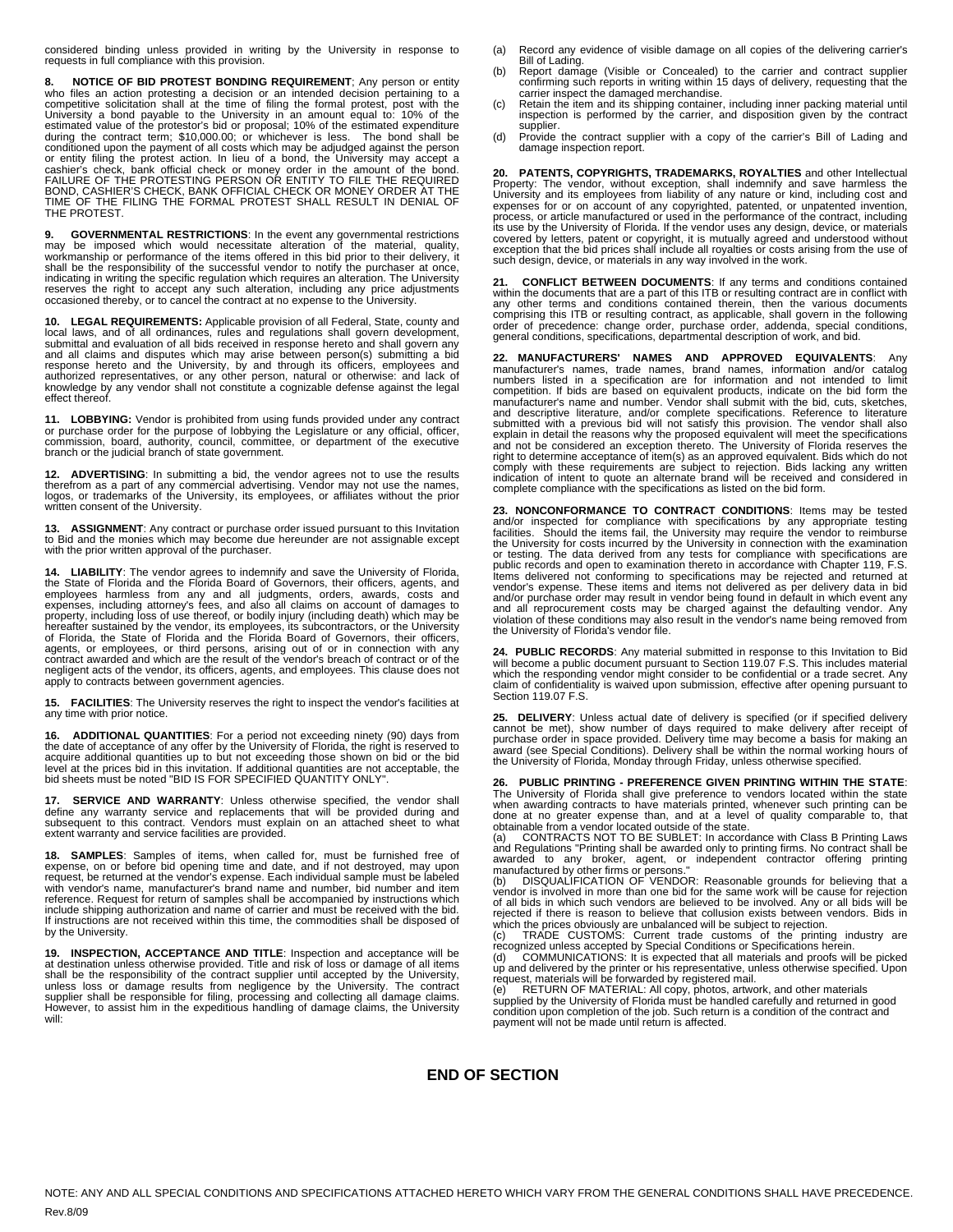considered binding unless provided in writing by the University in response to requests in full compliance with this provision.

**8. NOTICE OF BID PROTEST BONDING REQUIREMENT**; Any person or entity who files an action protesting a decision or an intended decision pertaining to a competitive solicitation shall at the time of filing the formal protest, post with the University a bond payable to the University in an amount equal to: 10% of the estimated value of the protestor's bid or proposal; 10% of the estimated expenditure during the contract term; $10,000.00; or whichever is less. The bond shall be conditioned upon the payment of all costs which may be adjudged against the person or entity filing the protest action. In lieu of a bond, the University may accept a cashier's check, bank official check or money order in the amount of the bond. FAILURE OF THE PROTESTING PERSON OR ENTITY TO FILE THE REQUIRED BOND, CASHIER'S CHECK, BANK OFFICIAL CHECK OR MONEY ORDER AT THE TIME OF THE FILING THE FORMAL PROTEST SHALL RESULT IN DENIAL OF THE PROTEST.

**9. GOVERNMENTAL RESTRICTIONS**: In the event any governmental restrictions may be imposed which would necessitate alteration of the material, quality, workmanship or performance of the items offered in this bid prior to their delivery, it shall be the responsibility of the successful vendor to notify the purchaser at once, indicating in writing the specific regulation which requires an alteration. The University reserves the right to accept any such alteration, including any price adjustments occasioned thereby, or to cancel the contract at no expense to the University.

**10. LEGAL REQUIREMENTS:** Applicable provision of all Federal, State, county and local laws, and of all ordinances, rules and regulations shall govern development, submittal and evaluation of all bids received in response hereto and shall govern any and all claims and disputes which may arise between person(s) submitting a bid response hereto and the University, by and through its officers, employees and authorized representatives, or any other person, natural or otherwise: and lack of knowledge by any vendor shall not constitute a cognizable defense against the legal effect thereof.

**11. LOBBYING:** Vendor is prohibited from using funds provided under any contract or purchase order for the purpose of lobbying the Legislature or any official, officer, commission, board, authority, council, committee, or department of the executive branch or the judicial branch of state government.

**12. ADVERTISING**: In submitting a bid, the vendor agrees not to use the results therefrom as a part of any commercial advertising. Vendor may not use the names, logos, or trademarks of the University, its employees, or affiliates without the prior written consent of the University.

**13. ASSIGNMENT**: Any contract or purchase order issued pursuant to this Invitation to Bid and the monies which may become due hereunder are not assignable except with the prior written approval of the purchaser.

**14. LIABILITY**: The vendor agrees to indemnify and save the University of Florida, the State of Florida and the Florida Board of Governors, their officers, agents, and employees harmless from any and all judgments, orders, awards, costs and expenses, including attorney's fees, and also all claims on account of damages to property, including loss of use thereof, or bodily injury (including death) which may be hereafter sustained by the vendor, its employees, its subcontractors, or the University of Florida, the State of Florida and the Florida Board of Governors, their officers, agents, or employees, or third persons, arising out of or in connection with any contract awarded and which are the result of the vendor's breach of contract or of the negligent acts of the vendor, its officers, agents, and employees. This clause does not apply to contracts between government agencies.

**15. FACILITIES**: The University reserves the right to inspect the vendor's facilities at any time with prior notice.

**16. ADDITIONAL QUANTITIES**: For a period not exceeding ninety (90) days from the date of acceptance of any offer by the University of Florida, the right is reserved to acquire additional quantities up to but not exceeding those shown on bid or the bid level at the prices bid in this invitation. If additional quantities are not acceptable, the bid sheets must be noted "BID IS FOR SPECIFIED QUANTITY ONLY".

**17. SERVICE AND WARRANTY**: Unless otherwise specified, the vendor shall define any warranty service and replacements that will be provided during and subsequent to this contract. Vendors must explain on an attached sheet to what extent warranty and service facilities are provided.

**18. SAMPLES**: Samples of items, when called for, must be furnished free of expense, on or before bid opening time and date, and if not destroyed, may upon request, be returned at the vendor's expense. Each individual sample must be labeled with vendor's name, manufacturer's brand name and number, bid number and item reference. Request for return of samples shall be accompanied by instructions which include shipping authorization and name of carrier and must be received with the bid. If instructions are not received within this time, the commodities shall be disposed of by the University.

**19. INSPECTION, ACCEPTANCE AND TITLE**: Inspection and acceptance will be at destination unless otherwise provided. Title and risk of loss or damage of all items shall be the responsibility of the contract supplier until accepted by the University, unless loss or damage results from negligence by the University. The contract supplier shall be responsible for filing, processing and collecting all damage claims. However, to assist him in the expeditious handling of damage claims, the University will:

(a) Record any evidence of visible damage on all copies of the delivering carrier's Bill of Lading.
(b) Report damage (Visible or Concealed) to the carrier and contract supplier confirming such reports in writing within 15 days of delivery, requesting that the carrier inspect the damaged merchandise.
(c) Retain the item and its shipping container, including inner packing material until inspection is performed by the carrier, and disposition given by the contract supplier.
(d) Provide the contract supplier with a copy of the carrier's Bill of Lading and damage inspection report.

**20. PATENTS, COPYRIGHTS, TRADEMARKS, ROYALTIES** and other Intellectual Property: The vendor, without exception, shall indemnify and save harmless the University and its employees from liability of any nature or kind, including cost and expenses for or on account of any copyrighted, patented, or unpatented invention, process, or article manufactured or used in the performance of the contract, including its use by the University of Florida. If the vendor uses any design, device, or materials covered by letters, patent or copyright, it is mutually agreed and understood without exception that the bid prices shall include all royalties or costs arising from the use of such design, device, or materials in any way involved in the work.

**21. CONFLICT BETWEEN DOCUMENTS**: If any terms and conditions contained within the documents that are a part of this ITB or resulting contract are in conflict with any other terms and conditions contained therein, then the various documents comprising this ITB or resulting contract, as applicable, shall govern in the following order of precedence: change order, purchase order, addenda, special conditions, general conditions, specifications, departmental description of work, and bid.

**22. MANUFACTURERS' NAMES AND APPROVED EQUIVALENTS**: Any manufacturer's names, trade names, brand names, information and/or catalog numbers listed in a specification are for information and not intended to limit competition. If bids are based on equivalent products, indicate on the bid form the manufacturer's name and number. Vendor shall submit with the bid, cuts, sketches, and descriptive literature, and/or complete specifications. Reference to literature submitted with a previous bid will not satisfy this provision. The vendor shall also explain in detail the reasons why the proposed equivalent will meet the specifications and not be considered an exception thereto. The University of Florida reserves the right to determine acceptance of item(s) as an approved equivalent. Bids which do not comply with these requirements are subject to rejection. Bids lacking any written indication of intent to quote an alternate brand will be received and considered in complete compliance with the specifications as listed on the bid form.

**23. NONCONFORMANCE TO CONTRACT CONDITIONS**: Items may be tested and/or inspected for compliance with specifications by any appropriate testing facilities. Should the items fail, the University may require the vendor to reimburse the University for costs incurred by the University in connection with the examination or testing. The data derived from any tests for compliance with specifications are public records and open to examination thereto in accordance with Chapter 119, F.S. Items delivered not conforming to specifications may be rejected and returned at vendor's expense. These items and items not delivered as per delivery data in bid and/or purchase order may result in vendor being found in default in which event any and all reprocurement costs may be charged against the defaulting vendor. Any violation of these conditions may also result in the vendor's name being removed from the University of Florida's vendor file.

**24. PUBLIC RECORDS**: Any material submitted in response to this Invitation to Bid will become a public document pursuant to Section 119.07 F.S. This includes material which the responding vendor might consider to be confidential or a trade secret. Any claim of confidentiality is waived upon submission, effective after opening pursuant to Section 119.07 F.S.

**25. DELIVERY**: Unless actual date of delivery is specified (or if specified delivery cannot be met), show number of days required to make delivery after receipt of purchase order in space provided. Delivery time may become a basis for making an award (see Special Conditions). Delivery shall be within the normal working hours of the University of Florida, Monday through Friday, unless otherwise specified.

**26. PUBLIC PRINTING - PREFERENCE GIVEN PRINTING WITHIN THE STATE**: The University of Florida shall give preference to vendors located within the state when awarding contracts to have materials printed, whenever such printing can be done at no greater expense than, and at a level of quality comparable to, that obtainable from a vendor located outside of the state.
(a) CONTRACTS NOT TO BE SUBLET: In accordance with Class B Printing Laws and Regulations "Printing shall be awarded only to printing firms. No contract shall be awarded to any broker, agent, or independent contractor offering printing manufactured by other firms or persons."
(b) DISQUALIFICATION OF VENDOR: Reasonable grounds for believing that a vendor is involved in more than one bid for the same work will be cause for rejection of all bids in which such vendors are believed to be involved. Any or all bids will be rejected if there is reason to believe that collusion exists between vendors. Bids in which the prices obviously are unbalanced will be subject to rejection.
(c) TRADE CUSTOMS: Current trade customs of the printing industry are recognized unless accepted by Special Conditions or Specifications herein.
(d) COMMUNICATIONS: It is expected that all materials and proofs will be picked up and delivered by the printer or his representative, unless otherwise specified. Upon request, materials will be forwarded by registered mail.
(e) RETURN OF MATERIAL: All copy, photos, artwork, and other materials supplied by the University of Florida must be handled carefully and returned in good condition upon completion of the job. Such return is a condition of the contract and payment will not be made until return is affected.

## END OF SECTION

NOTE: ANY AND ALL SPECIAL CONDITIONS AND SPECIFICATIONS ATTACHED HERETO WHICH VARY FROM THE GENERAL CONDITIONS SHALL HAVE PRECEDENCE.

Rev.8/09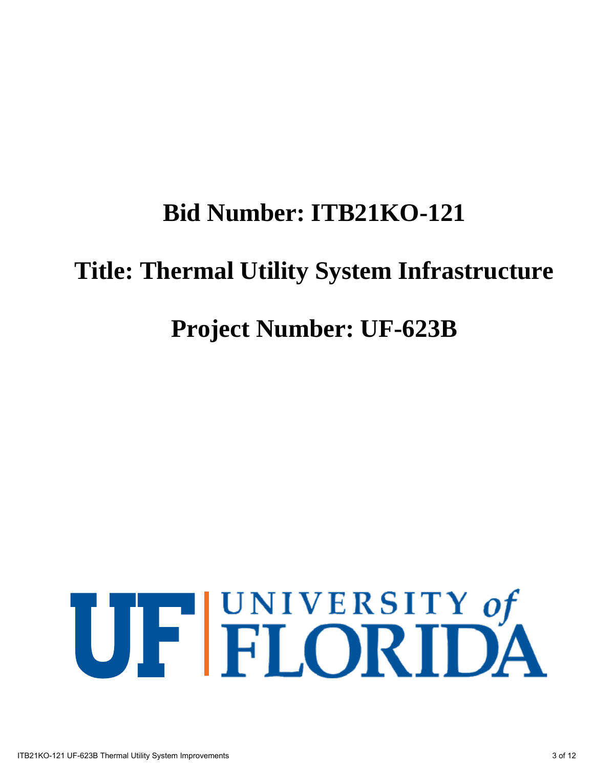# Bid Number: ITB21KO-121

# Title: Thermal Utility System Infrastructure

# Project Number: UF-623B

UF | UNIVERSITY of FLORIDA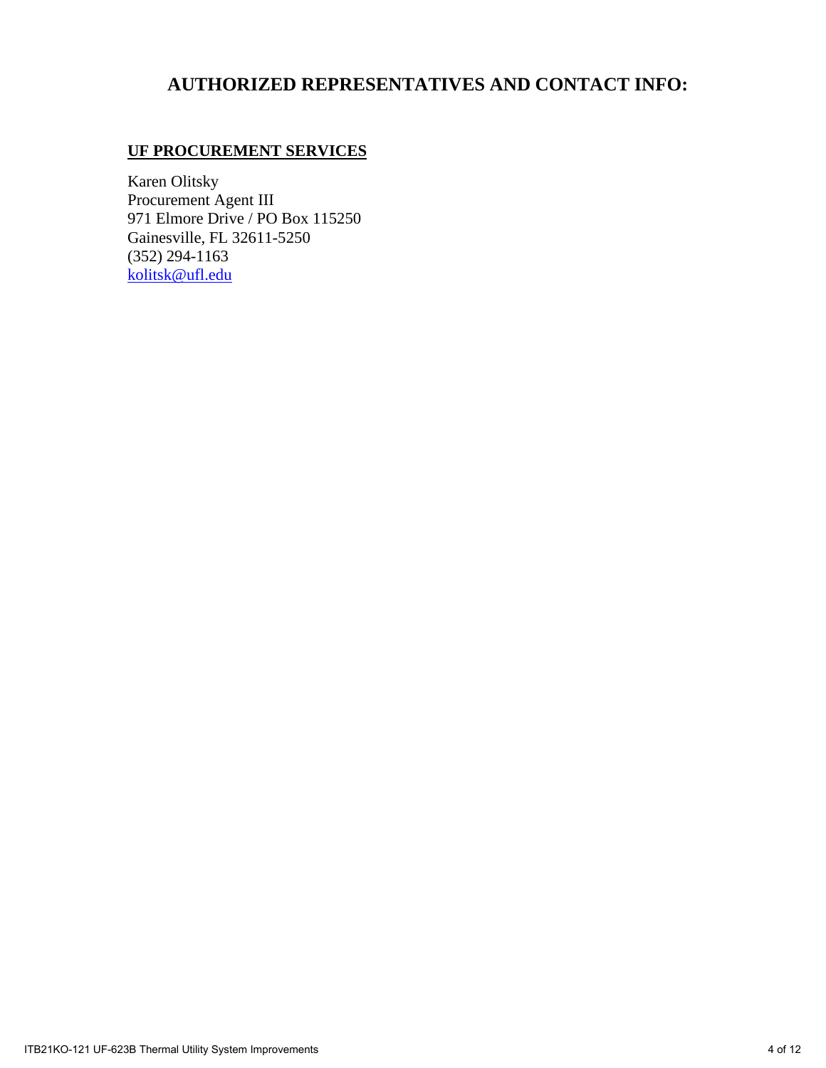# AUTHORIZED REPRESENTATIVES AND CONTACT INFO:

## UF PROCUREMENT SERVICES

Karen Olitsky
Procurement Agent III
971 Elmore Drive / PO Box 115250
Gainesville, FL 32611-5250
(352) 294-1163
kolitsk@ufl.edu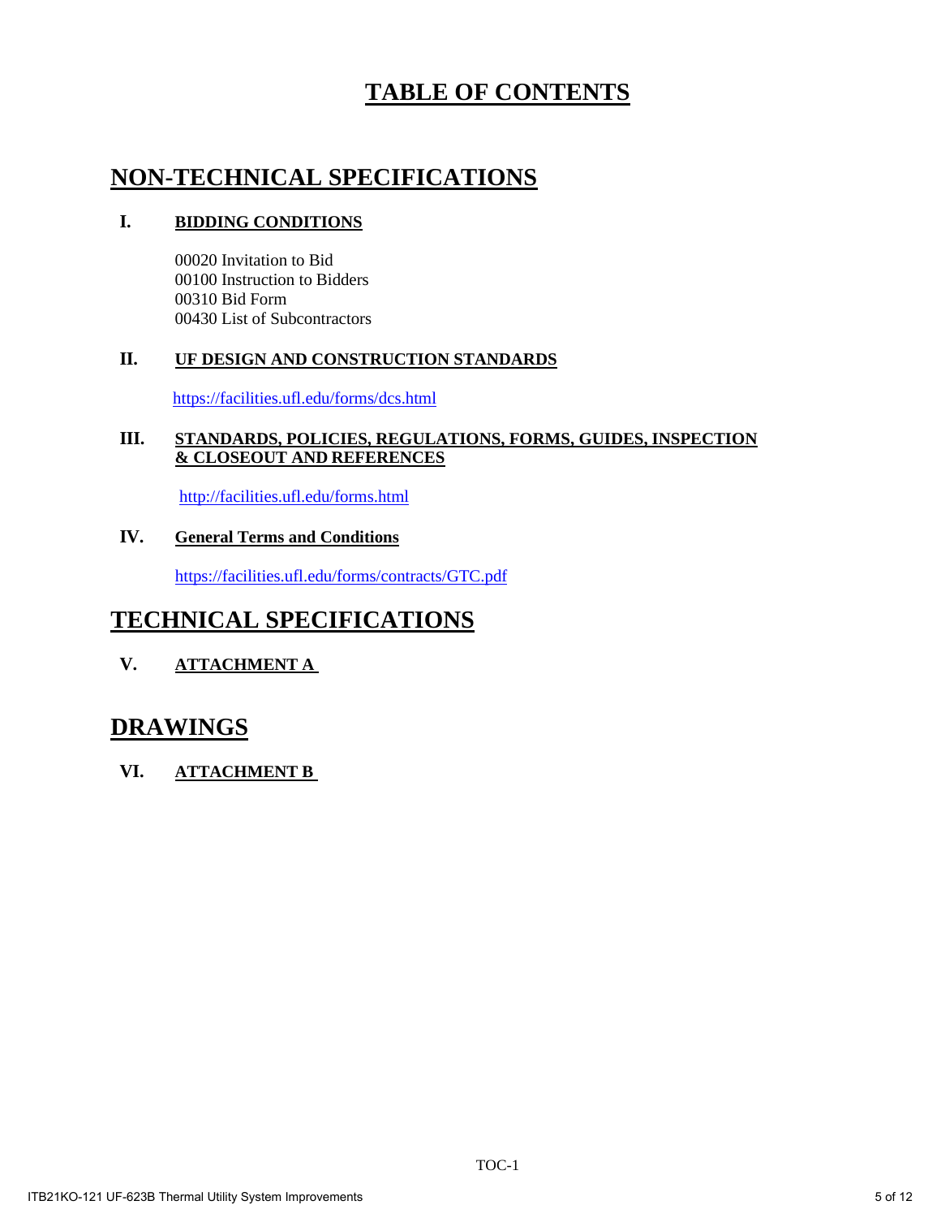# TABLE OF CONTENTS

## NON-TECHNICAL SPECIFICATIONS

### I. BIDDING CONDITIONS

00020 Invitation to Bid
00100 Instruction to Bidders
00310 Bid Form
00430 List of Subcontractors

### II. UF DESIGN AND CONSTRUCTION STANDARDS

https://facilities.ufl.edu/forms/dcs.html

### III. STANDARDS, POLICIES, REGULATIONS, FORMS, GUIDES, INSPECTION & CLOSEOUT AND REFERENCES

http://facilities.ufl.edu/forms.html

### IV. General Terms and Conditions

https://facilities.ufl.edu/forms/contracts/GTC.pdf

## TECHNICAL SPECIFICATIONS

### V. ATTACHMENT A

## DRAWINGS

### VI. ATTACHMENT B

TOC-1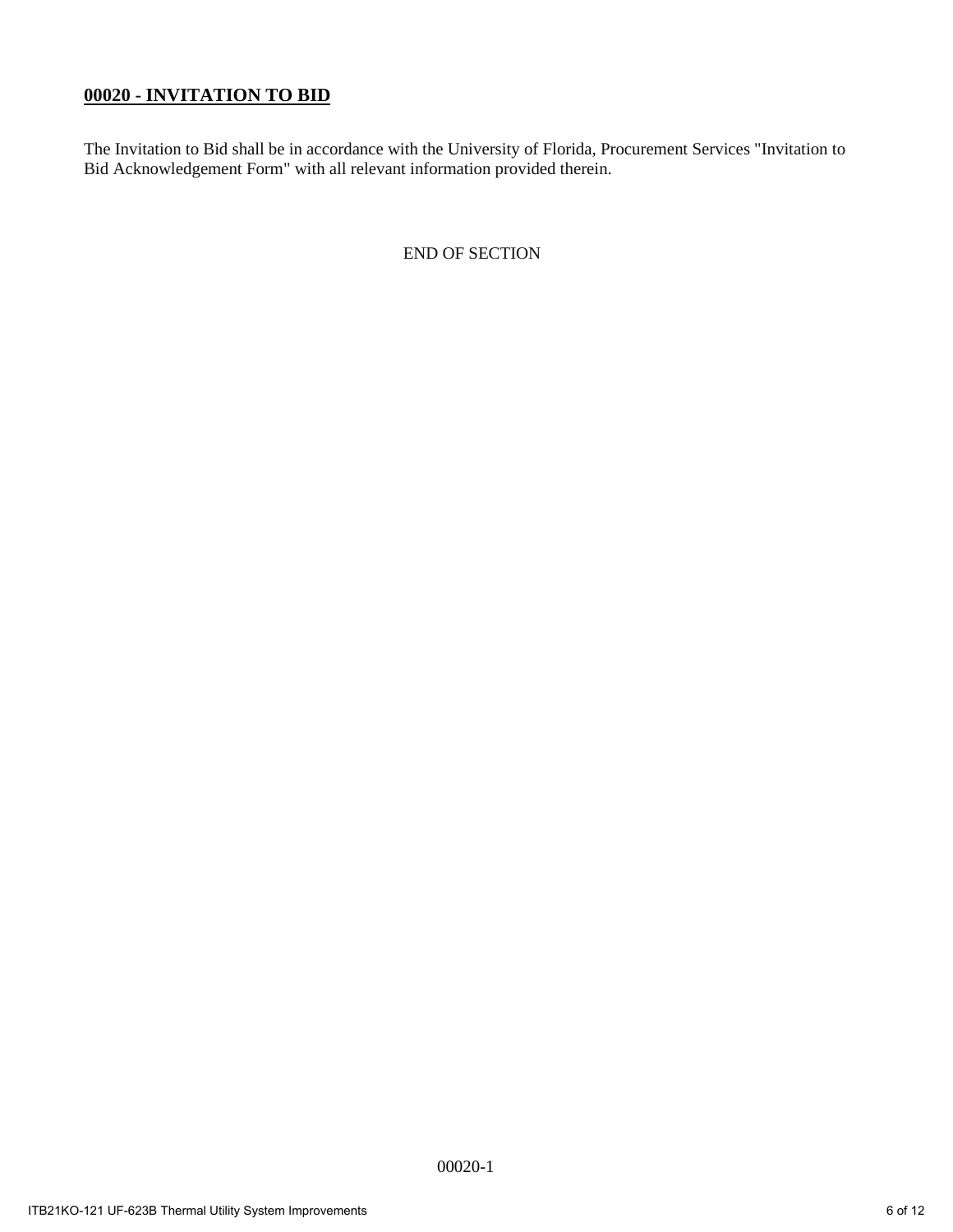## **00020 - INVITATION TO BID**

The Invitation to Bid shall be in accordance with the University of Florida, Procurement Services "Invitation to Bid Acknowledgement Form" with all relevant information provided therein.

END OF SECTION

00020-1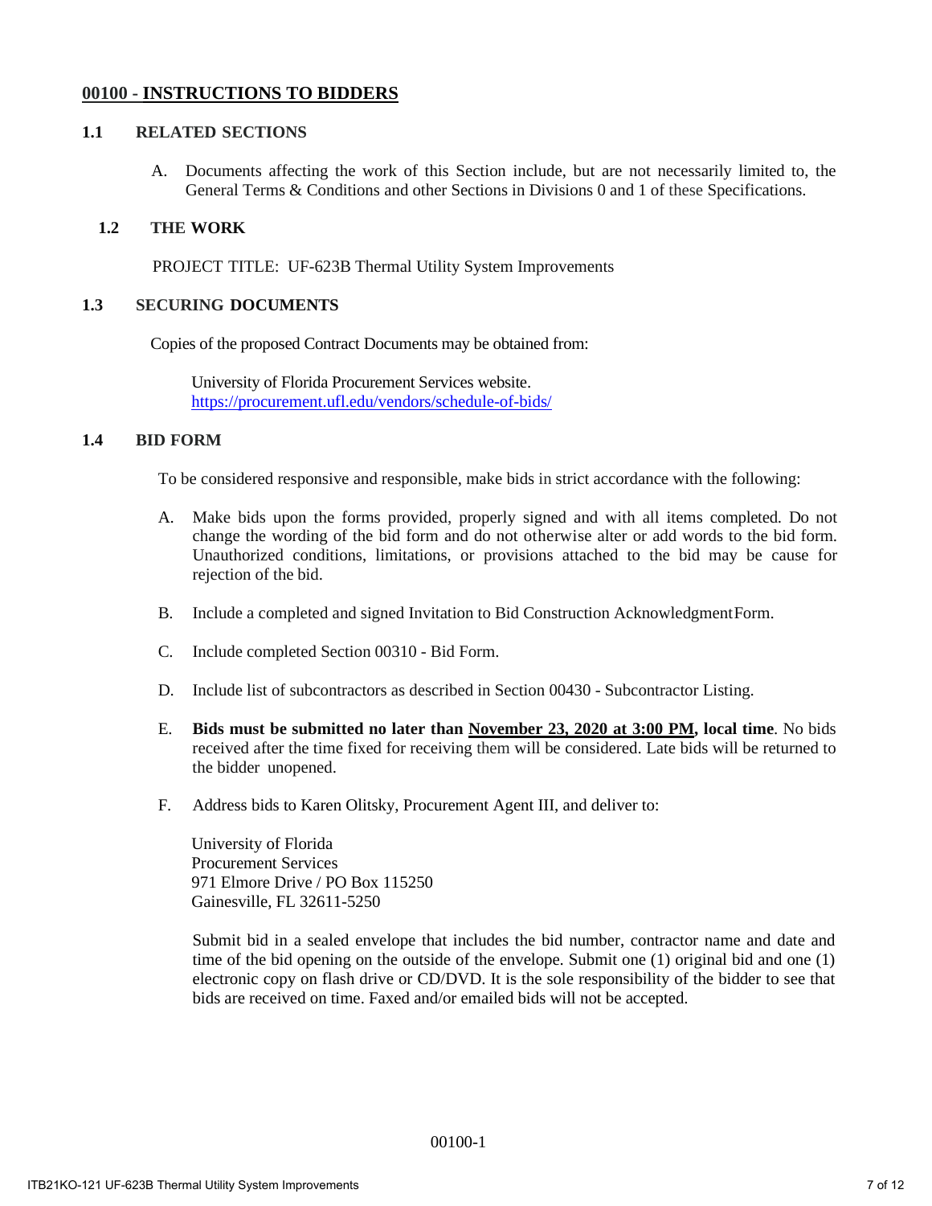## 00100 - INSTRUCTIONS TO BIDDERS

### 1.1 RELATED SECTIONS

A. Documents affecting the work of this Section include, but are not necessarily limited to, the General Terms & Conditions and other Sections in Divisions 0 and 1 of these Specifications.

### 1.2 THE WORK

PROJECT TITLE: UF-623B Thermal Utility System Improvements

### 1.3 SECURING DOCUMENTS

Copies of the proposed Contract Documents may be obtained from:

University of Florida Procurement Services website.
https://procurement.ufl.edu/vendors/schedule-of-bids/

### 1.4 BID FORM

To be considered responsive and responsible, make bids in strict accordance with the following:

A. Make bids upon the forms provided, properly signed and with all items completed. Do not change the wording of the bid form and do not otherwise alter or add words to the bid form. Unauthorized conditions, limitations, or provisions attached to the bid may be cause for rejection of the bid.

B. Include a completed and signed Invitation to Bid Construction Acknowledgment Form.

C. Include completed Section 00310 - Bid Form.

D. Include list of subcontractors as described in Section 00430 - Subcontractor Listing.

E. **Bids must be submitted no later than November 23, 2020 at 3:00 PM, local time**. No bids received after the time fixed for receiving them will be considered. Late bids will be returned to the bidder unopened.

F. Address bids to Karen Olitsky, Procurement Agent III, and deliver to:

University of Florida
Procurement Services
971 Elmore Drive / PO Box 115250
Gainesville, FL 32611-5250

Submit bid in a sealed envelope that includes the bid number, contractor name and date and time of the bid opening on the outside of the envelope. Submit one (1) original bid and one (1) electronic copy on flash drive or CD/DVD. It is the sole responsibility of the bidder to see that bids are received on time. Faxed and/or emailed bids will not be accepted.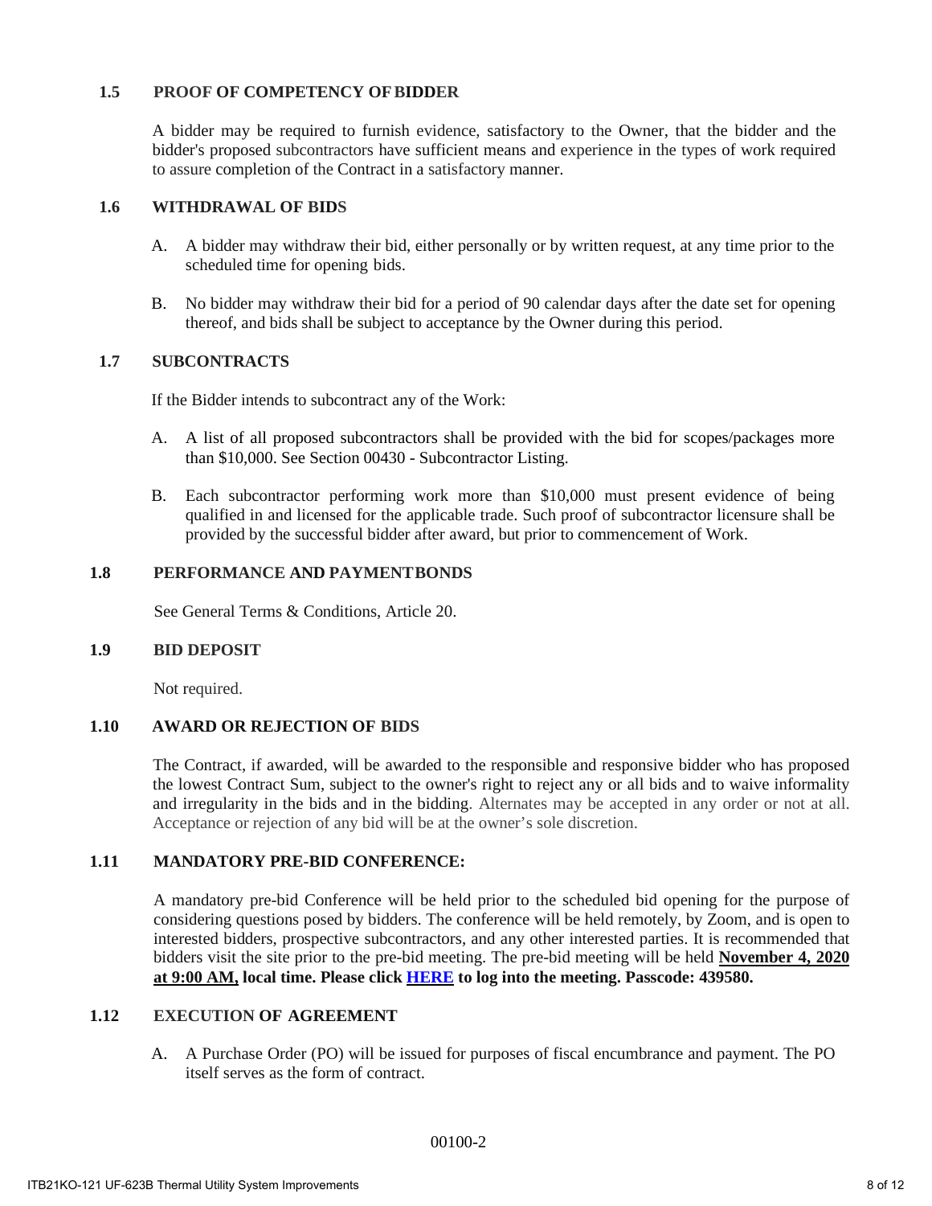## 1.5 PROOF OF COMPETENCY OF BIDDER

A bidder may be required to furnish evidence, satisfactory to the Owner, that the bidder and the bidder's proposed subcontractors have sufficient means and experience in the types of work required to assure completion of the Contract in a satisfactory manner.

## 1.6 WITHDRAWAL OF BIDS

A. A bidder may withdraw their bid, either personally or by written request, at any time prior to the scheduled time for opening bids.

B. No bidder may withdraw their bid for a period of 90 calendar days after the date set for opening thereof, and bids shall be subject to acceptance by the Owner during this period.

## 1.7 SUBCONTRACTS

If the Bidder intends to subcontract any of the Work:

A. A list of all proposed subcontractors shall be provided with the bid for scopes/packages more than $10,000. See Section 00430 - Subcontractor Listing.

B. Each subcontractor performing work more than $10,000 must present evidence of being qualified in and licensed for the applicable trade. Such proof of subcontractor licensure shall be provided by the successful bidder after award, but prior to commencement of Work.

## 1.8 PERFORMANCE AND PAYMENT BONDS

See General Terms & Conditions, Article 20.

## 1.9 BID DEPOSIT

Not required.

## 1.10 AWARD OR REJECTION OF BIDS

The Contract, if awarded, will be awarded to the responsible and responsive bidder who has proposed the lowest Contract Sum, subject to the owner's right to reject any or all bids and to waive informality and irregularity in the bids and in the bidding. Alternates may be accepted in any order or not at all. Acceptance or rejection of any bid will be at the owner's sole discretion.

## 1.11 MANDATORY PRE-BID CONFERENCE:

A mandatory pre-bid Conference will be held prior to the scheduled bid opening for the purpose of considering questions posed by bidders. The conference will be held remotely, by Zoom, and is open to interested bidders, prospective subcontractors, and any other interested parties. It is recommended that bidders visit the site prior to the pre-bid meeting. The pre-bid meeting will be held **November 4, 2020 at 9:00 AM, local time. Please click HERE to log into the meeting. Passcode: 439580.**

## 1.12 EXECUTION OF AGREEMENT

A. A Purchase Order (PO) will be issued for purposes of fiscal encumbrance and payment. The PO itself serves as the form of contract.

00100-2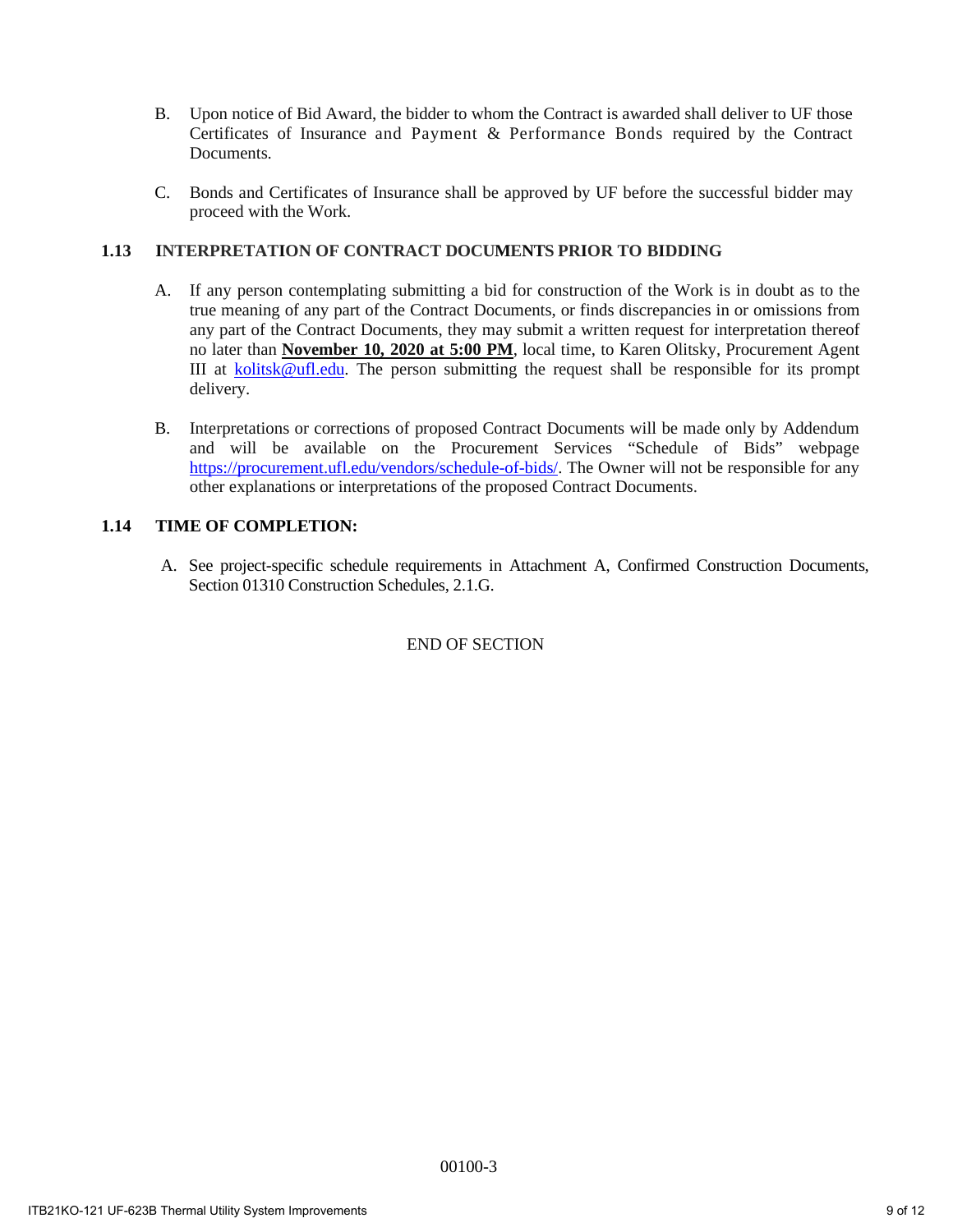B. Upon notice of Bid Award, the bidder to whom the Contract is awarded shall deliver to UF those Certificates of Insurance and Payment & Performance Bonds required by the Contract Documents.

C. Bonds and Certificates of Insurance shall be approved by UF before the successful bidder may proceed with the Work.

## 1.13 INTERPRETATION OF CONTRACT DOCUMENTS PRIOR TO BIDDING

A. If any person contemplating submitting a bid for construction of the Work is in doubt as to the true meaning of any part of the Contract Documents, or finds discrepancies in or omissions from any part of the Contract Documents, they may submit a written request for interpretation thereof no later than **November 10, 2020 at 5:00 PM**, local time, to Karen Olitsky, Procurement Agent III at kolitsk@ufl.edu. The person submitting the request shall be responsible for its prompt delivery.

B. Interpretations or corrections of proposed Contract Documents will be made only by Addendum and will be available on the Procurement Services "Schedule of Bids" webpage https://procurement.ufl.edu/vendors/schedule-of-bids/. The Owner will not be responsible for any other explanations or interpretations of the proposed Contract Documents.

## 1.14 TIME OF COMPLETION:

A. See project-specific schedule requirements in Attachment A, Confirmed Construction Documents, Section 01310 Construction Schedules, 2.1.G.

END OF SECTION

00100-3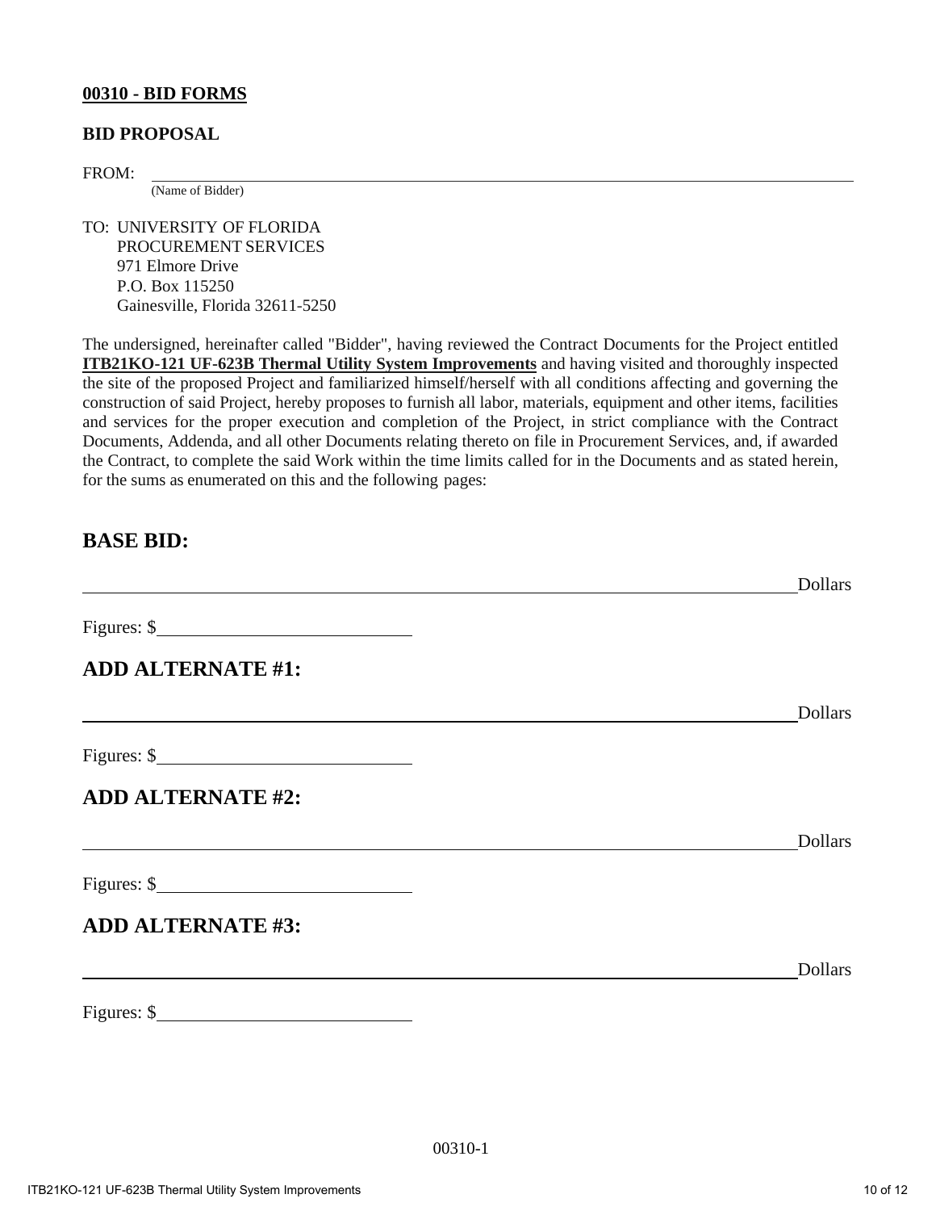**00310 - BID FORMS**

**BID PROPOSAL**

FROM: ______________________________________________________________________________
(Name of Bidder)

TO: UNIVERSITY OF FLORIDA
PROCUREMENT SERVICES
971 Elmore Drive
P.O. Box 115250
Gainesville, Florida 32611-5250

The undersigned, hereinafter called "Bidder", having reviewed the Contract Documents for the Project entitled **ITB21KO-121 UF-623B Thermal Utility System Improvements** and having visited and thoroughly inspected the site of the proposed Project and familiarized himself/herself with all conditions affecting and governing the construction of said Project, hereby proposes to furnish all labor, materials, equipment and other items, facilities and services for the proper execution and completion of the Project, in strict compliance with the Contract Documents, Addenda, and all other Documents relating thereto on file in Procurement Services, and, if awarded the Contract, to complete the said Work within the time limits called for in the Documents and as stated herein, for the sums as enumerated on this and the following pages:

## BASE BID:

______________________________________________________________________________ Dollars

Figures: $____________________________

## ADD ALTERNATE #1:

______________________________________________________________________________ Dollars

Figures: $____________________________

## ADD ALTERNATE #2:

______________________________________________________________________________ Dollars

Figures: $____________________________

## ADD ALTERNATE #3:

______________________________________________________________________________ Dollars

Figures: $____________________________

00310-1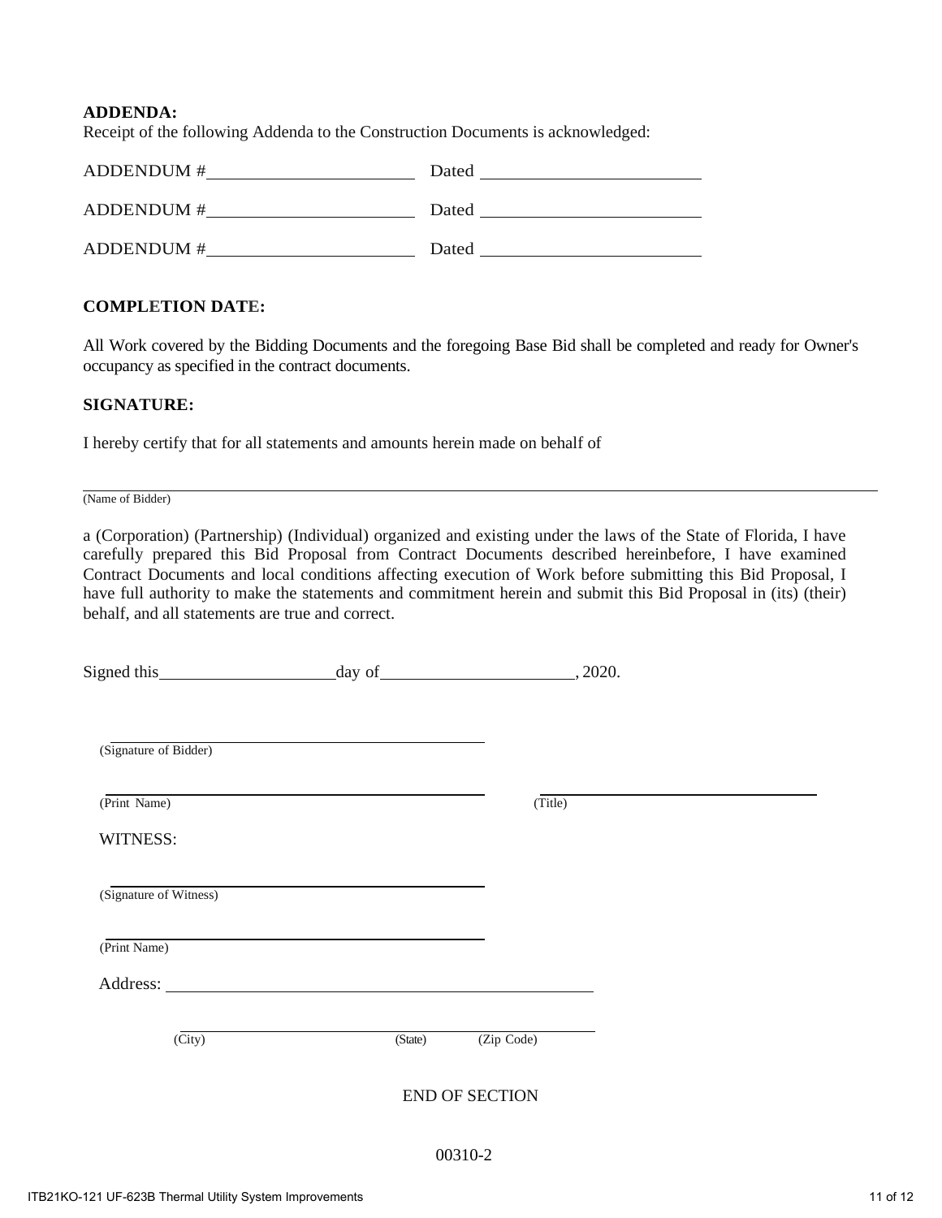**ADDENDA:**

Receipt of the following Addenda to the Construction Documents is acknowledged:

ADDENDUM #______________________ Dated ________________________

ADDENDUM #______________________ Dated ________________________

ADDENDUM #______________________ Dated ________________________

**COMPLETION DATE:**

All Work covered by the Bidding Documents and the foregoing Base Bid shall be completed and ready for Owner's occupancy as specified in the contract documents.

**SIGNATURE:**

I hereby certify that for all statements and amounts herein made on behalf of

______________________________________________________________________________

(Name of Bidder)

a (Corporation) (Partnership) (Individual) organized and existing under the laws of the State of Florida, I have carefully prepared this Bid Proposal from Contract Documents described hereinbefore, I have examined Contract Documents and local conditions affecting execution of Work before submitting this Bid Proposal, I have full authority to make the statements and commitment herein and submit this Bid Proposal in (its) (their) behalf, and all statements are true and correct.

Signed this____________________day of______________________, 2020.

____________________________________________

(Signature of Bidder)

____________________________________________ ________________________________

(Print Name) (Title)

WITNESS:

____________________________________________

(Signature of Witness)

____________________________________________

(Print Name)

Address: ____________________________________________

____________________________________________

(City) (State) (Zip Code)

END OF SECTION

00310-2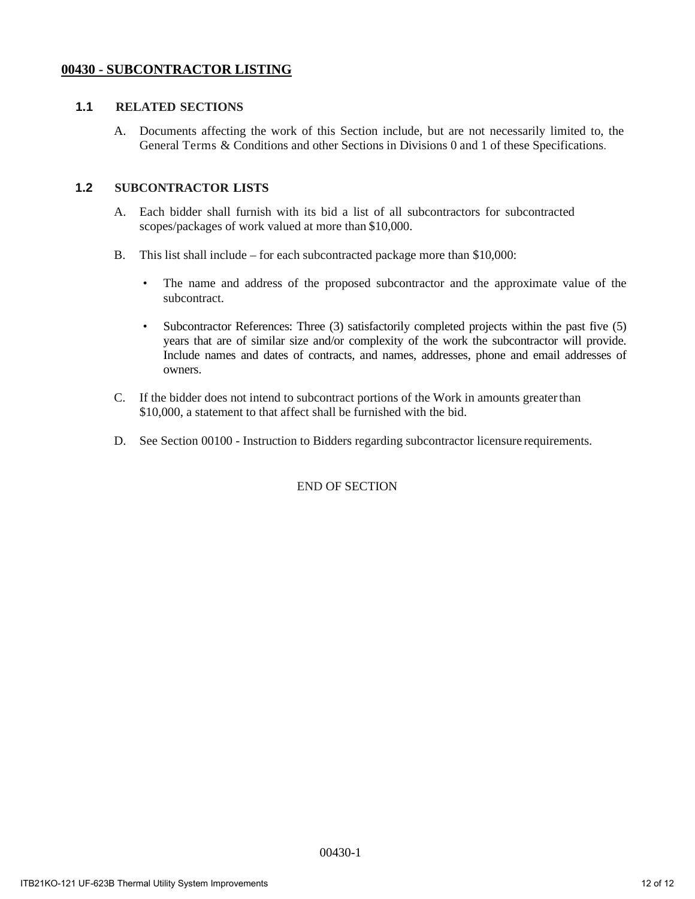## 00430 - SUBCONTRACTOR LISTING

### 1.1 RELATED SECTIONS

A. Documents affecting the work of this Section include, but are not necessarily limited to, the General Terms & Conditions and other Sections in Divisions 0 and 1 of these Specifications.

### 1.2 SUBCONTRACTOR LISTS

A. Each bidder shall furnish with its bid a list of all subcontractors for subcontracted scopes/packages of work valued at more than $10,000.

B. This list shall include – for each subcontracted package more than $10,000:

- The name and address of the proposed subcontractor and the approximate value of the subcontract.
- Subcontractor References: Three (3) satisfactorily completed projects within the past five (5) years that are of similar size and/or complexity of the work the subcontractor will provide. Include names and dates of contracts, and names, addresses, phone and email addresses of owners.

C. If the bidder does not intend to subcontract portions of the Work in amounts greater than $10,000, a statement to that affect shall be furnished with the bid.

D. See Section 00100 - Instruction to Bidders regarding subcontractor licensure requirements.

END OF SECTION

00430-1